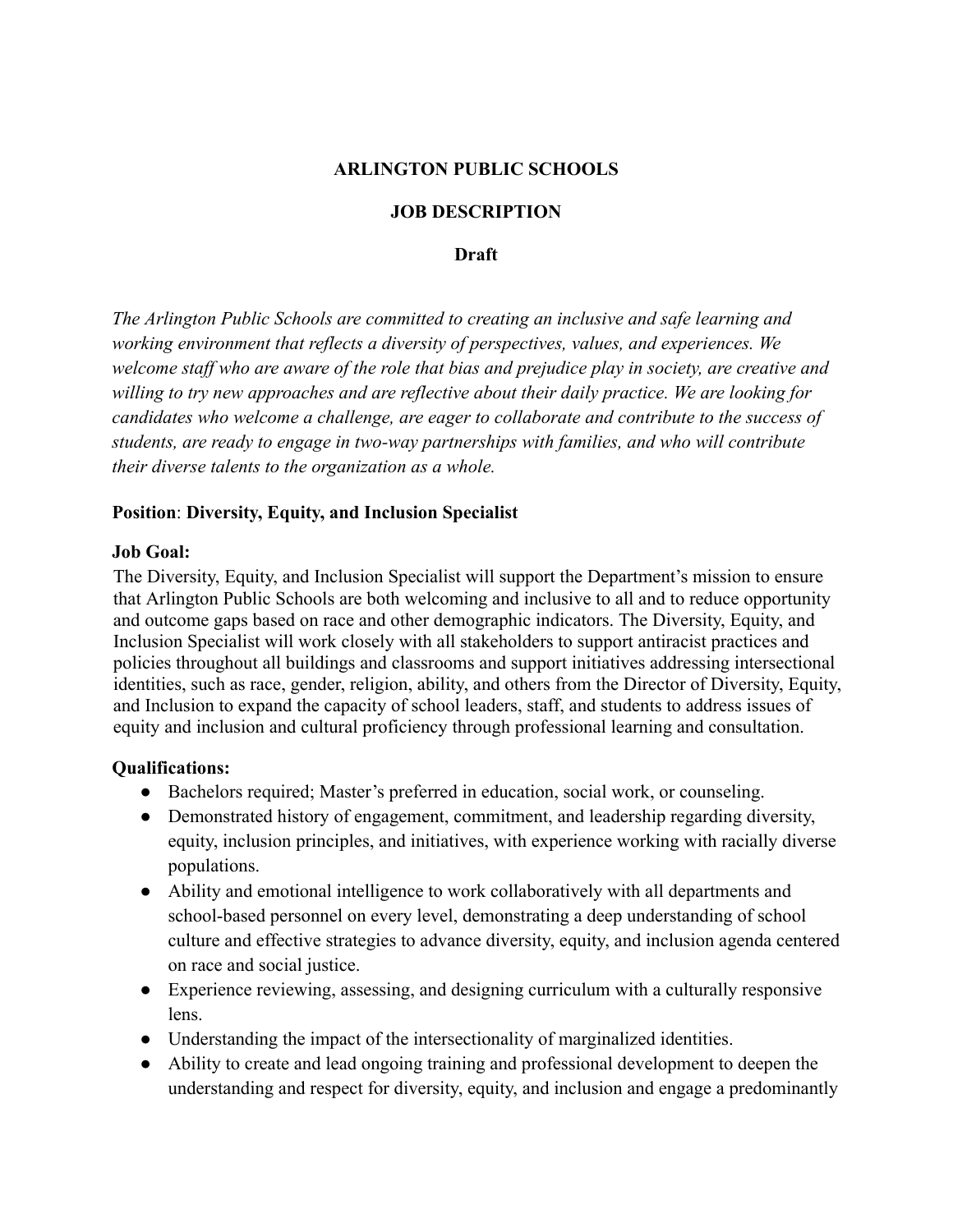**ARLINGTON PUBLIC SCHOOLS**

**JOB DESCRIPTION**

**Draft**

*The Arlington Public Schools are committed to creating an inclusive and safe learning and working environment that reflects a diversity of perspectives, values, and experiences. We welcome staff who are aware of the role that bias and prejudice play in society, are creative and willing to try new approaches and are reflective about their daily practice. We are looking for candidates who welcome a challenge, are eager to collaborate and contribute to the success of students, are ready to engage in two-way partnerships with families, and who will contribute their diverse talents to the organization as a whole.*

**Position**: **Diversity, Equity, and Inclusion Specialist**

**Job Goal:**

The Diversity, Equity, and Inclusion Specialist will support the Department's mission to ensure that Arlington Public Schools are both welcoming and inclusive to all and to reduce opportunity and outcome gaps based on race and other demographic indicators. The Diversity, Equity, and Inclusion Specialist will work closely with all stakeholders to support antiracist practices and policies throughout all buildings and classrooms and support initiatives addressing intersectional identities, such as race, gender, religion, ability, and others from the Director of Diversity, Equity, and Inclusion to expand the capacity of school leaders, staff, and students to address issues of equity and inclusion and cultural proficiency through professional learning and consultation.

**Qualifications:**

- Bachelors required; Master's preferred in education, social work, or counseling.
- Demonstrated history of engagement, commitment, and leadership regarding diversity, equity, inclusion principles, and initiatives, with experience working with racially diverse populations.
- Ability and emotional intelligence to work collaboratively with all departments and school-based personnel on every level, demonstrating a deep understanding of school culture and effective strategies to advance diversity, equity, and inclusion agenda centered on race and social justice.
- Experience reviewing, assessing, and designing curriculum with a culturally responsive lens.
- Understanding the impact of the intersectionality of marginalized identities.
- Ability to create and lead ongoing training and professional development to deepen the understanding and respect for diversity, equity, and inclusion and engage a predominantly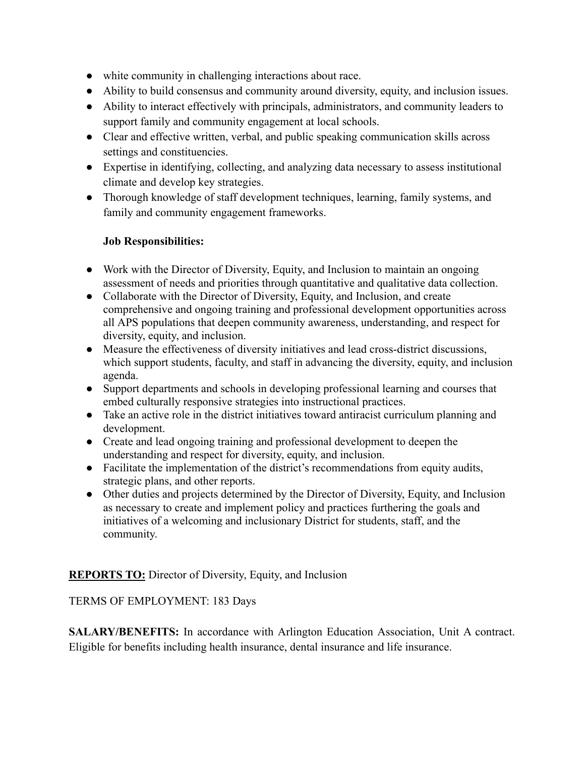- white community in challenging interactions about race.
- Ability to build consensus and community around diversity, equity, and inclusion issues.
- Ability to interact effectively with principals, administrators, and community leaders to support family and community engagement at local schools.
- Clear and effective written, verbal, and public speaking communication skills across settings and constituencies.
- Expertise in identifying, collecting, and analyzing data necessary to assess institutional climate and develop key strategies.
- Thorough knowledge of staff development techniques, learning, family systems, and family and community engagement frameworks.

**Job Responsibilities:**

- Work with the Director of Diversity, Equity, and Inclusion to maintain an ongoing assessment of needs and priorities through quantitative and qualitative data collection.
- Collaborate with the Director of Diversity, Equity, and Inclusion, and create comprehensive and ongoing training and professional development opportunities across all APS populations that deepen community awareness, understanding, and respect for diversity, equity, and inclusion.
- Measure the effectiveness of diversity initiatives and lead cross-district discussions, which support students, faculty, and staff in advancing the diversity, equity, and inclusion agenda.
- Support departments and schools in developing professional learning and courses that embed culturally responsive strategies into instructional practices.
- Take an active role in the district initiatives toward antiracist curriculum planning and development.
- Create and lead ongoing training and professional development to deepen the understanding and respect for diversity, equity, and inclusion.
- Facilitate the implementation of the district's recommendations from equity audits, strategic plans, and other reports.
- Other duties and projects determined by the Director of Diversity, Equity, and Inclusion as necessary to create and implement policy and practices furthering the goals and initiatives of a welcoming and inclusionary District for students, staff, and the community.

**REPORTS TO:** Director of Diversity, Equity, and Inclusion

TERMS OF EMPLOYMENT: 183 Days

**SALARY/BENEFITS:** In accordance with Arlington Education Association, Unit A contract. Eligible for benefits including health insurance, dental insurance and life insurance.